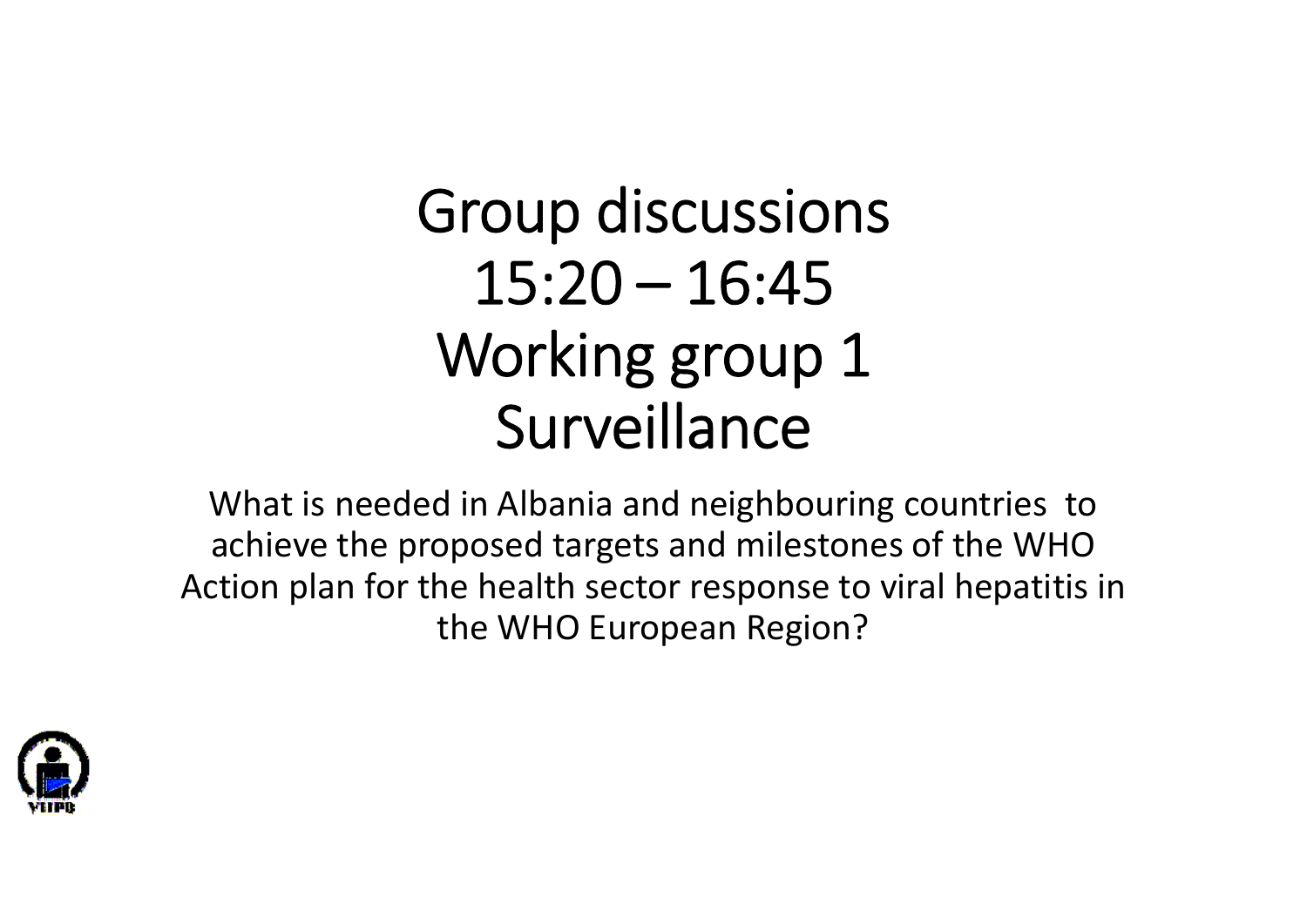# Group discussions
# 15:20 – 16:45
# Working group 1
# Surveillance

What is needed in Albania and neighbouring countries to achieve the proposed targets and milestones of the WHO Action plan for the health sector response to viral hepatitis in the WHO European Region?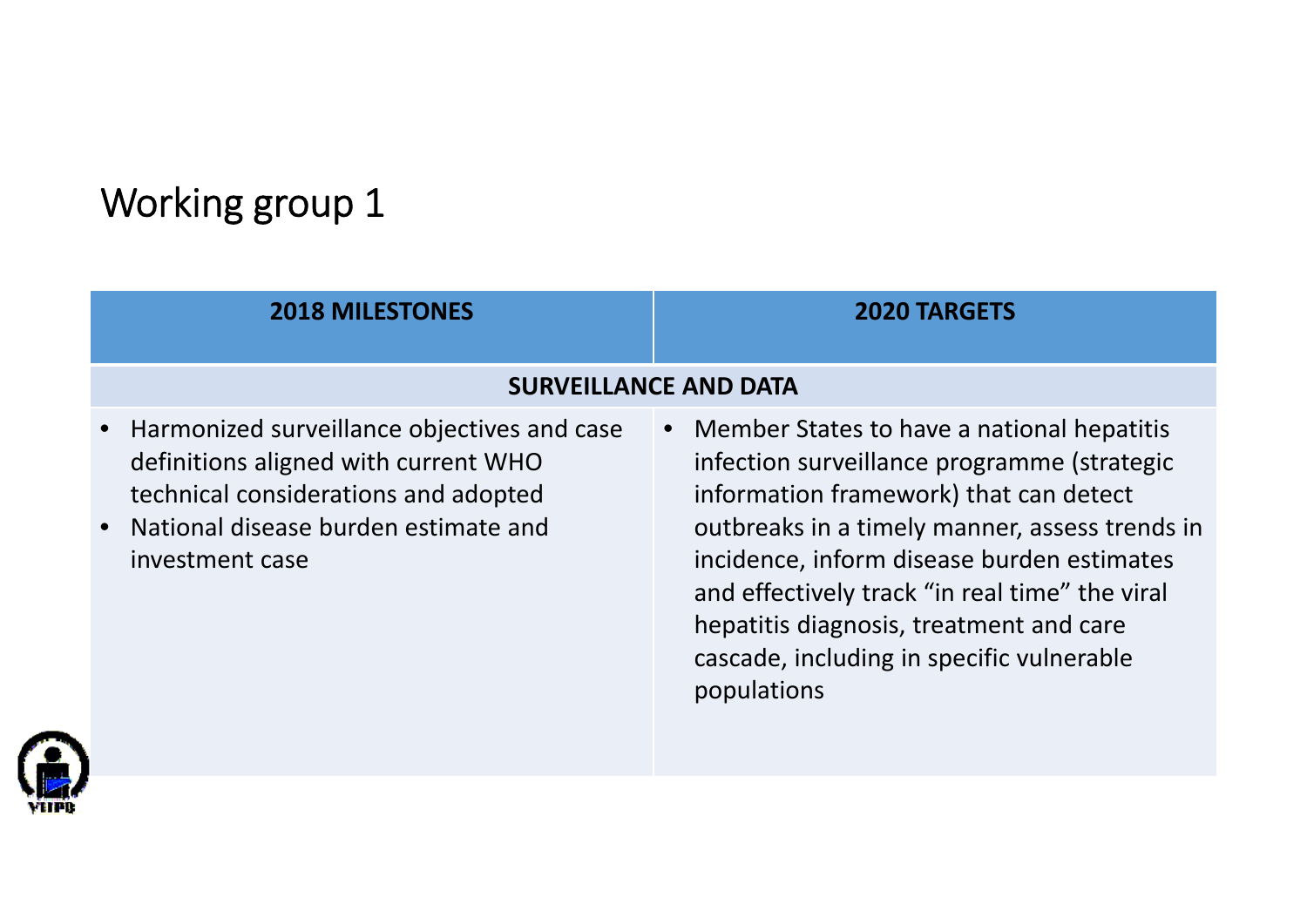# Working group 1

| 2018 MILESTONES | 2020 TARGETS |
|---|---|
| **SURVEILLANCE AND DATA** | |
| • Harmonized surveillance objectives and case definitions aligned with current WHO technical considerations and adopted<br>• National disease burden estimate and investment case | • Member States to have a national hepatitis infection surveillance programme (strategic information framework) that can detect outbreaks in a timely manner, assess trends in incidence, inform disease burden estimates and effectively track "in real time" the viral hepatitis diagnosis, treatment and care cascade, including in specific vulnerable populations |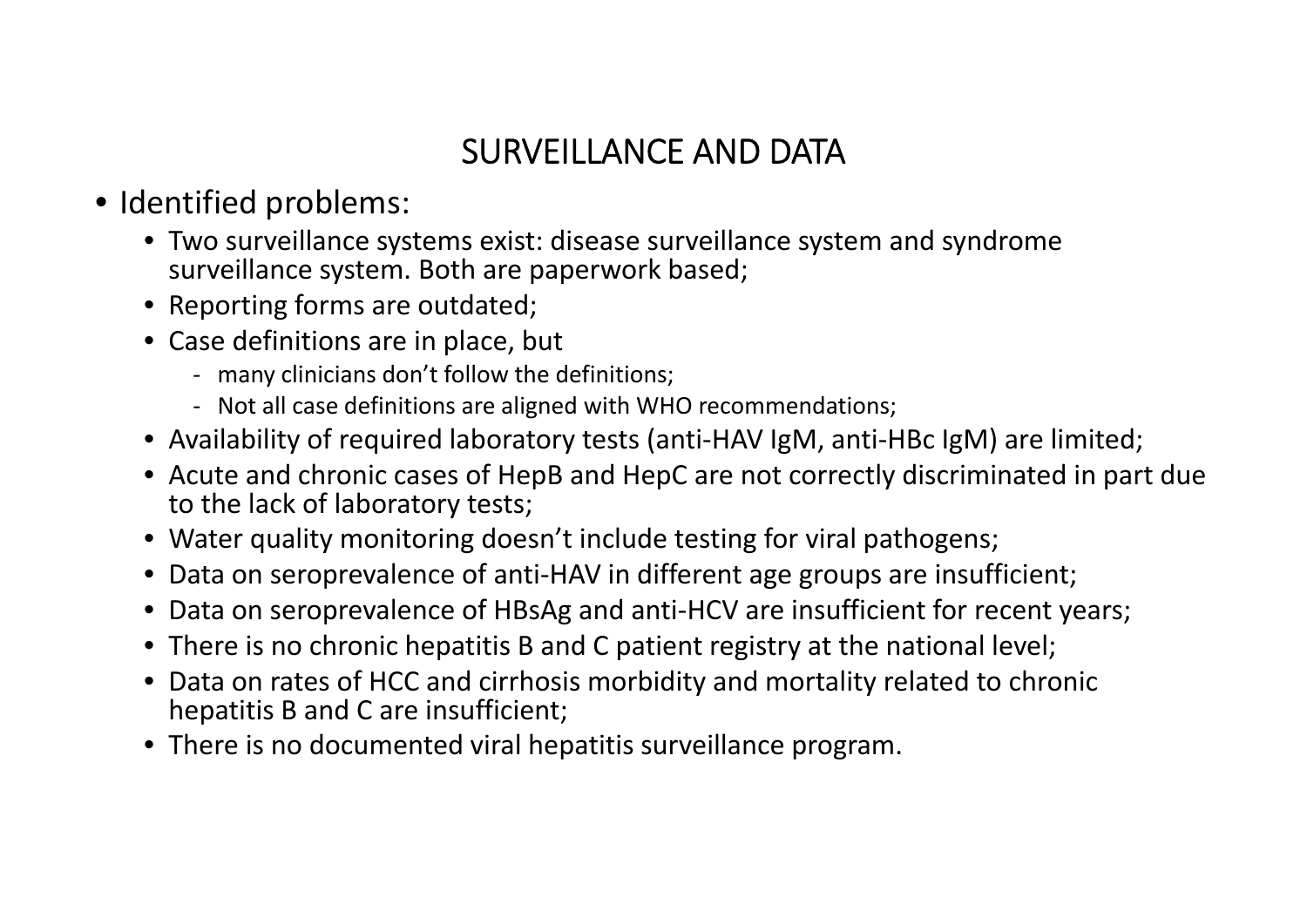# SURVEILLANCE AND DATA

- Identified problems:
  - Two surveillance systems exist: disease surveillance system and syndrome surveillance system. Both are paperwork based;
  - Reporting forms are outdated;
  - Case definitions are in place, but
    - many clinicians don't follow the definitions;
    - Not all case definitions are aligned with WHO recommendations;
  - Availability of required laboratory tests (anti-HAV IgM, anti-HBc IgM) are limited;
  - Acute and chronic cases of HepB and HepC are not correctly discriminated in part due to the lack of laboratory tests;
  - Water quality monitoring doesn't include testing for viral pathogens;
  - Data on seroprevalence of anti-HAV in different age groups are insufficient;
  - Data on seroprevalence of HBsAg and anti-HCV are insufficient for recent years;
  - There is no chronic hepatitis B and C patient registry at the national level;
  - Data on rates of HCC and cirrhosis morbidity and mortality related to chronic hepatitis B and C are insufficient;
  - There is no documented viral hepatitis surveillance program.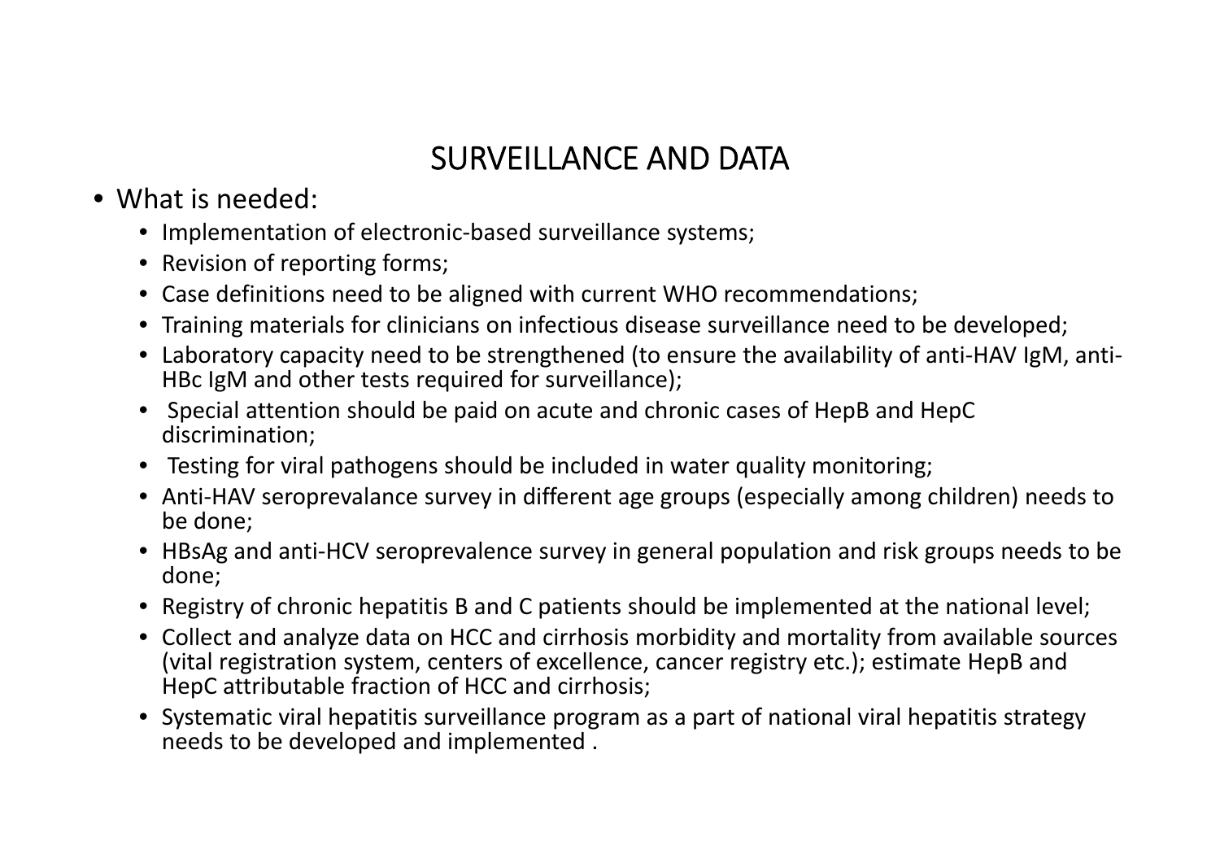# SURVEILLANCE AND DATA

- What is needed:
  - Implementation of electronic-based surveillance systems;
  - Revision of reporting forms;
  - Case definitions need to be aligned with current WHO recommendations;
  - Training materials for clinicians on infectious disease surveillance need to be developed;
  - Laboratory capacity need to be strengthened (to ensure the availability of anti-HAV IgM, anti-HBc IgM and other tests required for surveillance);
  - Special attention should be paid on acute and chronic cases of HepB and HepC discrimination;
  - Testing for viral pathogens should be included in water quality monitoring;
  - Anti-HAV seroprevalance survey in different age groups (especially among children) needs to be done;
  - HBsAg and anti-HCV seroprevalence survey in general population and risk groups needs to be done;
  - Registry of chronic hepatitis B and C patients should be implemented at the national level;
  - Collect and analyze data on HCC and cirrhosis morbidity and mortality from available sources (vital registration system, centers of excellence, cancer registry etc.); estimate HepB and HepC attributable fraction of HCC and cirrhosis;
  - Systematic viral hepatitis surveillance program as a part of national viral hepatitis strategy needs to be developed and implemented .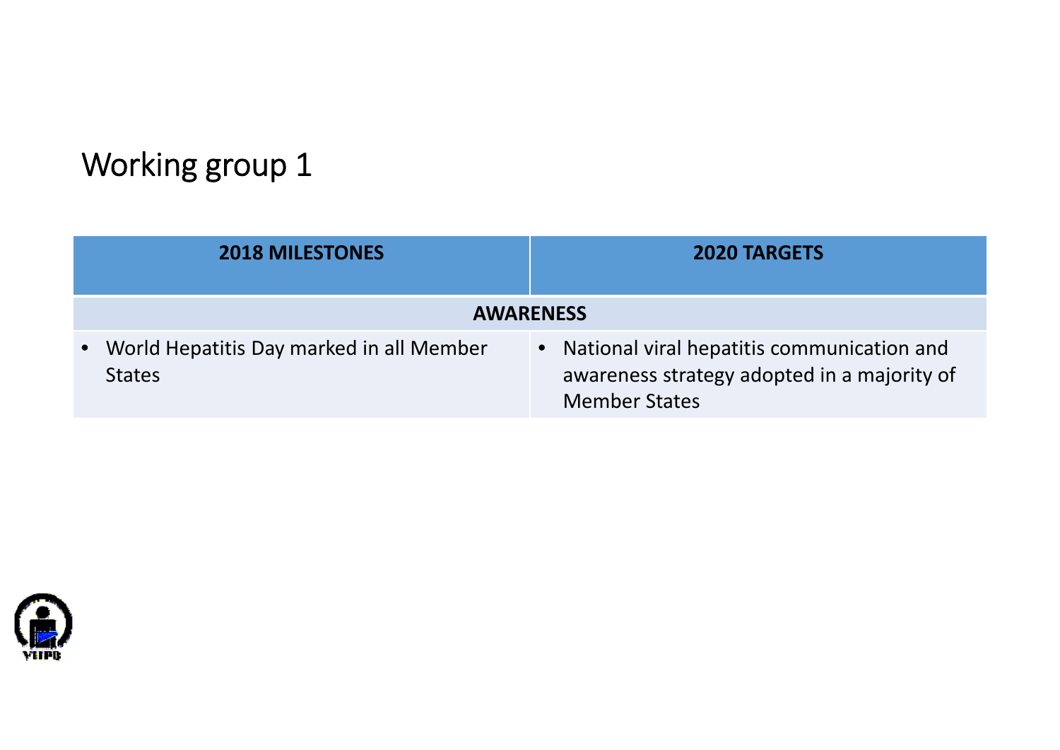# Working group 1

| 2018 MILESTONES | 2020 TARGETS |
|---|---|
| **AWARENESS** | |
| • World Hepatitis Day marked in all Member States | • National viral hepatitis communication and awareness strategy adopted in a majority of Member States |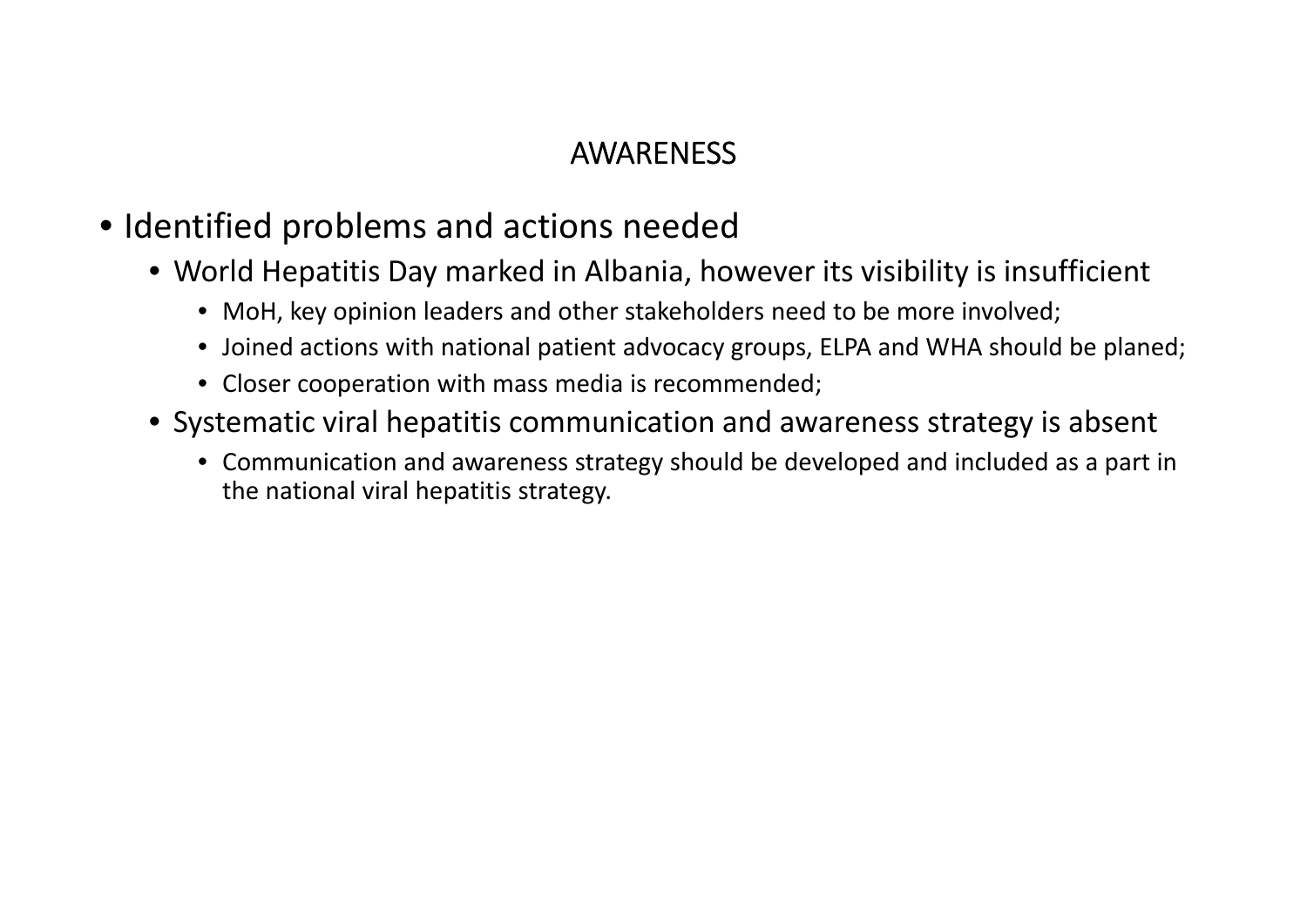# AWARENESS

- Identified problems and actions needed
  - World Hepatitis Day marked in Albania, however its visibility is insufficient
    - MoH, key opinion leaders and other stakeholders need to be more involved;
    - Joined actions with national patient advocacy groups, ELPA and WHA should be planed;
    - Closer cooperation with mass media is recommended;
  - Systematic viral hepatitis communication and awareness strategy is absent
    - Communication and awareness strategy should be developed and included as a part in the national viral hepatitis strategy.